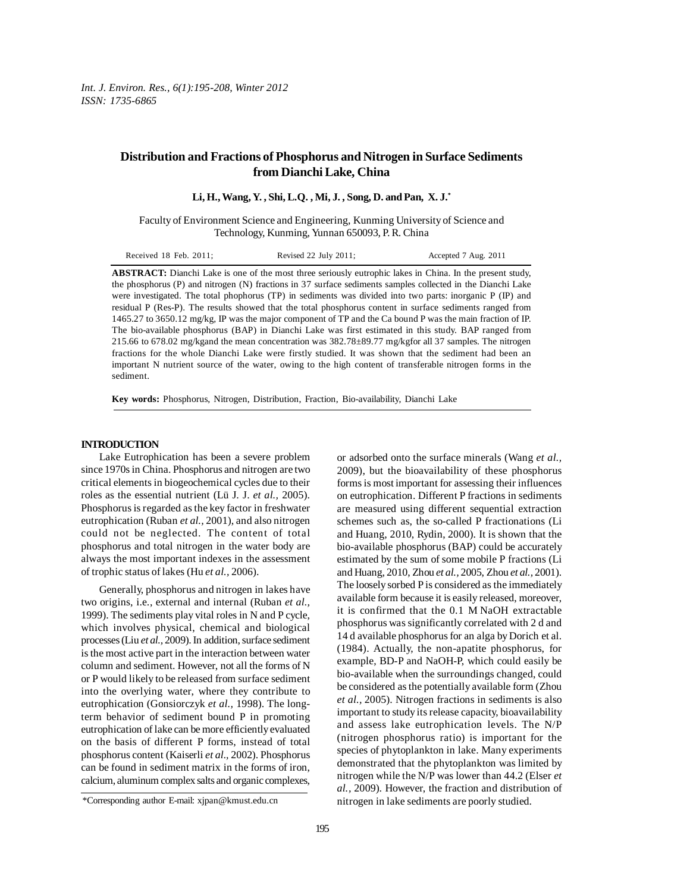# Distribution and Fractions of Phosphorus and Nitrogen in Surface Sediments from Dianchi Lake, China

**Li, H., Wang, Y. , Shi, L.Q. , Mi, J. , Song, D. and Pan, X. J.***

Faculty of Environment Science and Engineering, Kunming University of Science and Technology, Kunming, Yunnan 650093, P. R. China

Received 18 Feb. 2011; Revised 22 July 2011; Accepted 7 Aug. 2011

**ABSTRACT:** Dianchi Lake is one of the most three seriously eutrophic lakes in China. In the present study, the phosphorus (P) and nitrogen (N) fractions in 37 surface sediments samples collected in the Dianchi Lake were investigated. The total phophorus (TP) in sediments was divided into two parts: inorganic P (IP) and residual P (Res-P). The results showed that the total phosphorus content in surface sediments ranged from 1465.27 to 3650.12 mg/kg, IP was the major component of TP and the Ca bound P was the main fraction of IP. The bio-available phosphorus (BAP) in Dianchi Lake was first estimated in this study. BAP ranged from 215.66 to 678.02 mg/kgand the mean concentration was 382.78±89.77 mg/kgfor all 37 samples. The nitrogen fractions for the whole Dianchi Lake were firstly studied. It was shown that the sediment had been an important N nutrient source of the water, owing to the high content of transferable nitrogen forms in the sediment.

**Key words:** Phosphorus, Nitrogen, Distribution, Fraction, Bio-availability, Dianchi Lake

## INTRODUCTION

Lake Eutrophication has been a severe problem since 1970s in China. Phosphorus and nitrogen are two critical elements in biogeochemical cycles due to their roles as the essential nutrient (Lü J. J. *et al.,* 2005). Phosphorus is regarded as the key factor in freshwater eutrophication (Ruban *et al.,* 2001), and also nitrogen could not be neglected. The content of total phosphorus and total nitrogen in the water body are always the most important indexes in the assessment of trophic status of lakes (Hu *et al.,* 2006).

Generally, phosphorus and nitrogen in lakes have two origins, i.e., external and internal (Ruban *et al.,* 1999). The sediments play vital roles in N and P cycle, which involves physical, chemical and biological processes (Liu *et al.,* 2009). In addition, surface sediment is the most active part in the interaction between water column and sediment. However, not all the forms of N or P would likely to be released from surface sediment into the overlying water, where they contribute to eutrophication (Gonsiorczyk *et al.,* 1998). The long-term behavior of sediment bound P in promoting eutrophication of lake can be more efficiently evaluated on the basis of different P forms, instead of total phosphorus content (Kaiserli *et al.,* 2002). Phosphorus can be found in sediment matrix in the forms of iron, calcium, aluminum complex salts and organic complexes, or adsorbed onto the surface minerals (Wang *et al.,* 2009), but the bioavailability of these phosphorus forms is most important for assessing their influences on eutrophication. Different P fractions in sediments are measured using different sequential extraction schemes such as, the so-called P fractionations (Li and Huang, 2010, Rydin, 2000). It is shown that the bio-available phosphorus (BAP) could be accurately estimated by the sum of some mobile P fractions (Li and Huang, 2010, Zhou *et al.,* 2005, Zhou *et al.,* 2001). The loosely sorbed P is considered as the immediately available form because it is easily released, moreover, it is confirmed that the 0.1 M NaOH extractable phosphorus was significantly correlated with 2 d and 14 d available phosphorus for an alga by Dorich et al. (1984). Actually, the non-apatite phosphorus, for example, BD-P and NaOH-P, which could easily be bio-available when the surroundings changed, could be considered as the potentially available form (Zhou *et al.,* 2005). Nitrogen fractions in sediments is also important to study its release capacity, bioavailability and assess lake eutrophication levels. The N/P (nitrogen phosphorus ratio) is important for the species of phytoplankton in lake. Many experiments demonstrated that the phytoplankton was limited by nitrogen while the N/P was lower than 44.2 (Elser *et al.,* 2009). However, the fraction and distribution of nitrogen in lake sediments are poorly studied.

*Corresponding author E-mail: xjpan@kmust.edu.cn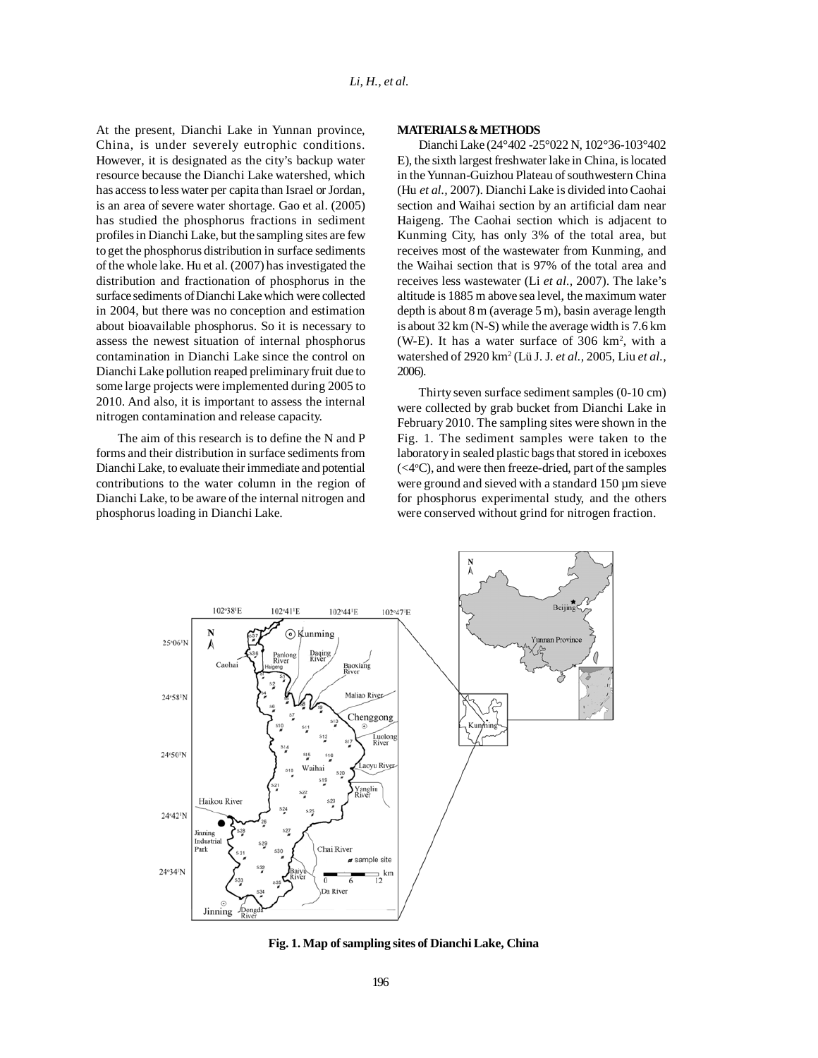At the present, Dianchi Lake in Yunnan province, China, is under severely eutrophic conditions. However, it is designated as the city's backup water resource because the Dianchi Lake watershed, which has access to less water per capita than Israel or Jordan, is an area of severe water shortage. Gao et al. (2005) has studied the phosphorus fractions in sediment profiles in Dianchi Lake, but the sampling sites are few to get the phosphorus distribution in surface sediments of the whole lake. Hu et al. (2007) has investigated the distribution and fractionation of phosphorus in the surface sediments of Dianchi Lake which were collected in 2004, but there was no conception and estimation about bioavailable phosphorus. So it is necessary to assess the newest situation of internal phosphorus contamination in Dianchi Lake since the control on Dianchi Lake pollution reaped preliminary fruit due to some large projects were implemented during 2005 to 2010. And also, it is important to assess the internal nitrogen contamination and release capacity.

The aim of this research is to define the N and P forms and their distribution in surface sediments from Dianchi Lake, to evaluate their immediate and potential contributions to the water column in the region of Dianchi Lake, to be aware of the internal nitrogen and phosphorus loading in Dianchi Lake.

## MATERIALS & METHODS

Dianchi Lake (24°402 -25°022 N, 102°36-103°402 E), the sixth largest freshwater lake in China, is located in the Yunnan-Guizhou Plateau of southwestern China (Hu *et al.*, 2007). Dianchi Lake is divided into Caohai section and Waihai section by an artificial dam near Haigeng. The Caohai section which is adjacent to Kunming City, has only 3% of the total area, but receives most of the wastewater from Kunming, and the Waihai section that is 97% of the total area and receives less wastewater (Li *et al.*, 2007). The lake's altitude is 1885 m above sea level, the maximum water depth is about 8 m (average 5 m), basin average length is about 32 km (N-S) while the average width is 7.6 km (W-E). It has a water surface of 306 km$^2$, with a watershed of 2920 km$^2$ (Lü J. J. *et al.*, 2005, Liu *et al.*, 2006).

Thirty seven surface sediment samples (0-10 cm) were collected by grab bucket from Dianchi Lake in February 2010. The sampling sites were shown in the Fig. 1. The sediment samples were taken to the laboratory in sealed plastic bags that stored in iceboxes (<4$^o$C), and were then freeze-dried, part of the samples were ground and sieved with a standard 150 µm sieve for phosphorus experimental study, and the others were conserved without grind for nitrogen fraction.

**Fig. 1. Map of sampling sites of Dianchi Lake, China**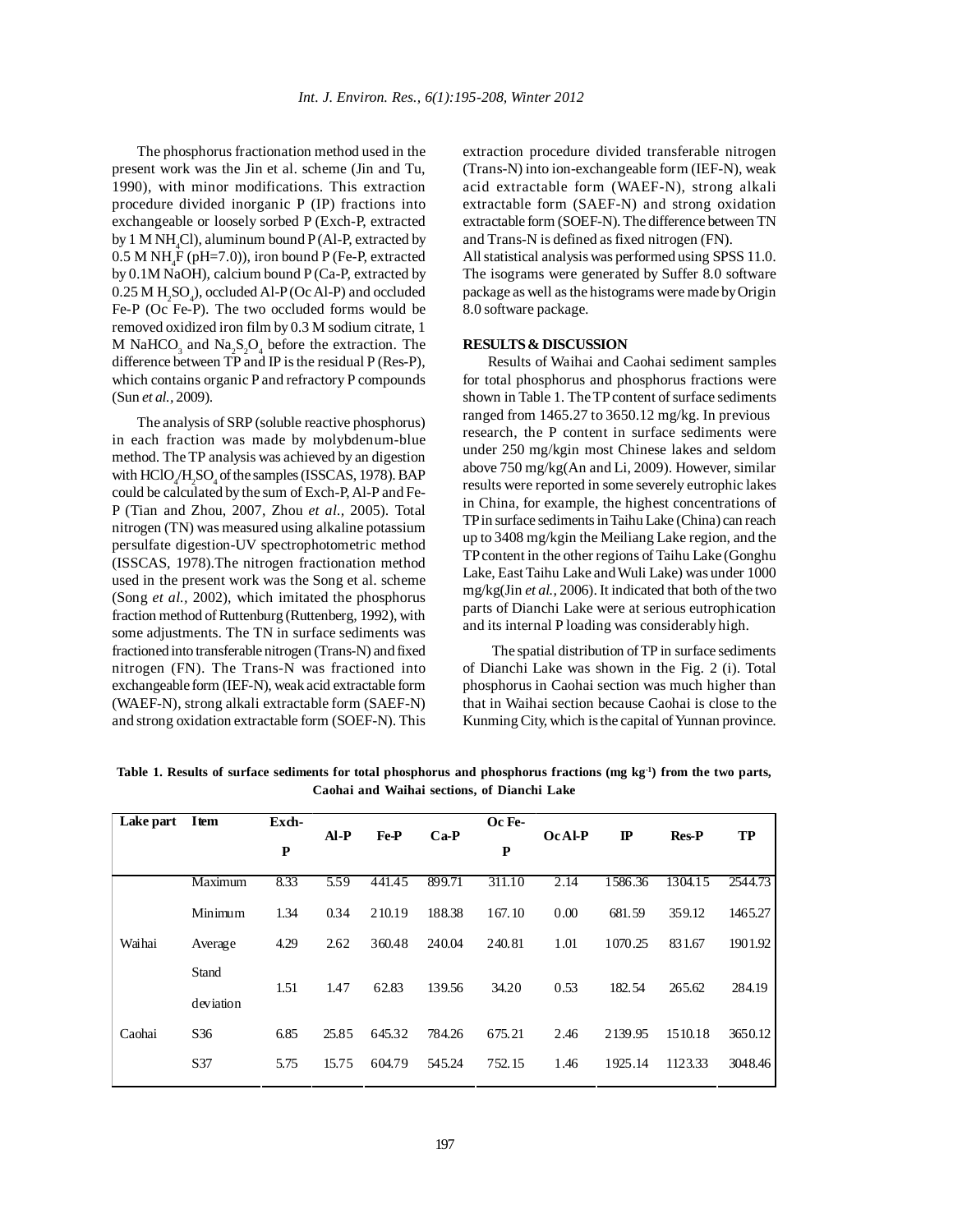The phosphorus fractionation method used in the present work was the Jin et al. scheme (Jin and Tu, 1990), with minor modifications. This extraction procedure divided inorganic P (IP) fractions into exchangeable or loosely sorbed P (Exch-P, extracted by 1 M $NH_4Cl$), aluminum bound P (Al-P, extracted by 0.5 M $NH_4F$ (pH=7.0)), iron bound P (Fe-P, extracted by 0.1M NaOH), calcium bound P (Ca-P, extracted by 0.25 M $H_2SO_4$), occluded Al-P (Oc Al-P) and occluded Fe-P (Oc Fe-P). The two occluded forms would be removed oxidized iron film by 0.3 M sodium citrate, 1 M $NaHCO_3$ and $Na_2S_2O_4$ before the extraction. The difference between TP and IP is the residual P (Res-P), which contains organic P and refractory P compounds (Sun *et al.*, 2009).

The analysis of SRP (soluble reactive phosphorus) in each fraction was made by molybdenum-blue method. The TP analysis was achieved by an digestion with $HClO_4/H_2SO_4$ of the samples (ISSCAS, 1978). BAP could be calculated by the sum of Exch-P, Al-P and Fe-P (Tian and Zhou, 2007, Zhou *et al.*, 2005). Total nitrogen (TN) was measured using alkaline potassium persulfate digestion-UV spectrophotometric method (ISSCAS, 1978).The nitrogen fractionation method used in the present work was the Song et al. scheme (Song *et al.*, 2002), which imitated the phosphorus fraction method of Ruttenburg (Ruttenberg, 1992), with some adjustments. The TN in surface sediments was fractioned into transferable nitrogen (Trans-N) and fixed nitrogen (FN). The Trans-N was fractioned into exchangeable form (IEF-N), weak acid extractable form (WAEF-N), strong alkali extractable form (SAEF-N) and strong oxidation extractable form (SOEF-N). This extraction procedure divided transferable nitrogen (Trans-N) into ion-exchangeable form (IEF-N), weak acid extractable form (WAEF-N), strong alkali extractable form (SAEF-N) and strong oxidation extractable form (SOEF-N). The difference between TN and Trans-N is defined as fixed nitrogen (FN).

All statistical analysis was performed using SPSS 11.0. The isograms were generated by Suffer 8.0 software package as well as the histograms were made by Origin 8.0 software package.

## RESULTS & DISCUSSION

Results of Waihai and Caohai sediment samples for total phosphorus and phosphorus fractions were shown in Table 1. The TP content of surface sediments ranged from 1465.27 to 3650.12 mg/kg. In previous research, the P content in surface sediments were under 250 mg/kgin most Chinese lakes and seldom above 750 mg/kg(An and Li, 2009). However, similar results were reported in some severely eutrophic lakes in China, for example, the highest concentrations of TP in surface sediments in Taihu Lake (China) can reach up to 3408 mg/kgin the Meiliang Lake region, and the TP content in the other regions of Taihu Lake (Gonghu Lake, East Taihu Lake and Wuli Lake) was under 1000 mg/kg(Jin *et al.*, 2006). It indicated that both of the two parts of Dianchi Lake were at serious eutrophication and its internal P loading was considerably high.

The spatial distribution of TP in surface sediments of Dianchi Lake was shown in the Fig. 2 (i). Total phosphorus in Caohai section was much higher than that in Waihai section because Caohai is close to the Kunming City, which is the capital of Yunnan province.

**Table 1. Results of surface sediments for total phosphorus and phosphorus fractions (mg kg$^{-1}$) from the two parts, Caohai and Waihai sections, of Dianchi Lake**

| Lake part | Item | Exch-P | Al-P | Fe-P | Ca-P | Oc Fe-P | Oc Al-P | IP | Res-P | TP |
|---|---|---|---|---|---|---|---|---|---|---|
| Waihai | Maximum | 8.33 | 5.59 | 441.45 | 899.71 | 311.10 | 2.14 | 1586.36 | 1304.15 | 2544.73 |
| | Minimum | 1.34 | 0.34 | 210.19 | 188.38 | 167.10 | 0.00 | 681.59 | 359.12 | 1465.27 |
| | Average | 4.29 | 2.62 | 360.48 | 240.04 | 240.81 | 1.01 | 1070.25 | 831.67 | 1901.92 |
| | Stand deviation | 1.51 | 1.47 | 62.83 | 139.56 | 34.20 | 0.53 | 182.54 | 265.62 | 284.19 |
| Caohai | S36 | 6.85 | 25.85 | 645.32 | 784.26 | 675.21 | 2.46 | 2139.95 | 1510.18 | 3650.12 |
| | S37 | 5.75 | 15.75 | 604.79 | 545.24 | 752.15 | 1.46 | 1925.14 | 1123.33 | 3048.46 |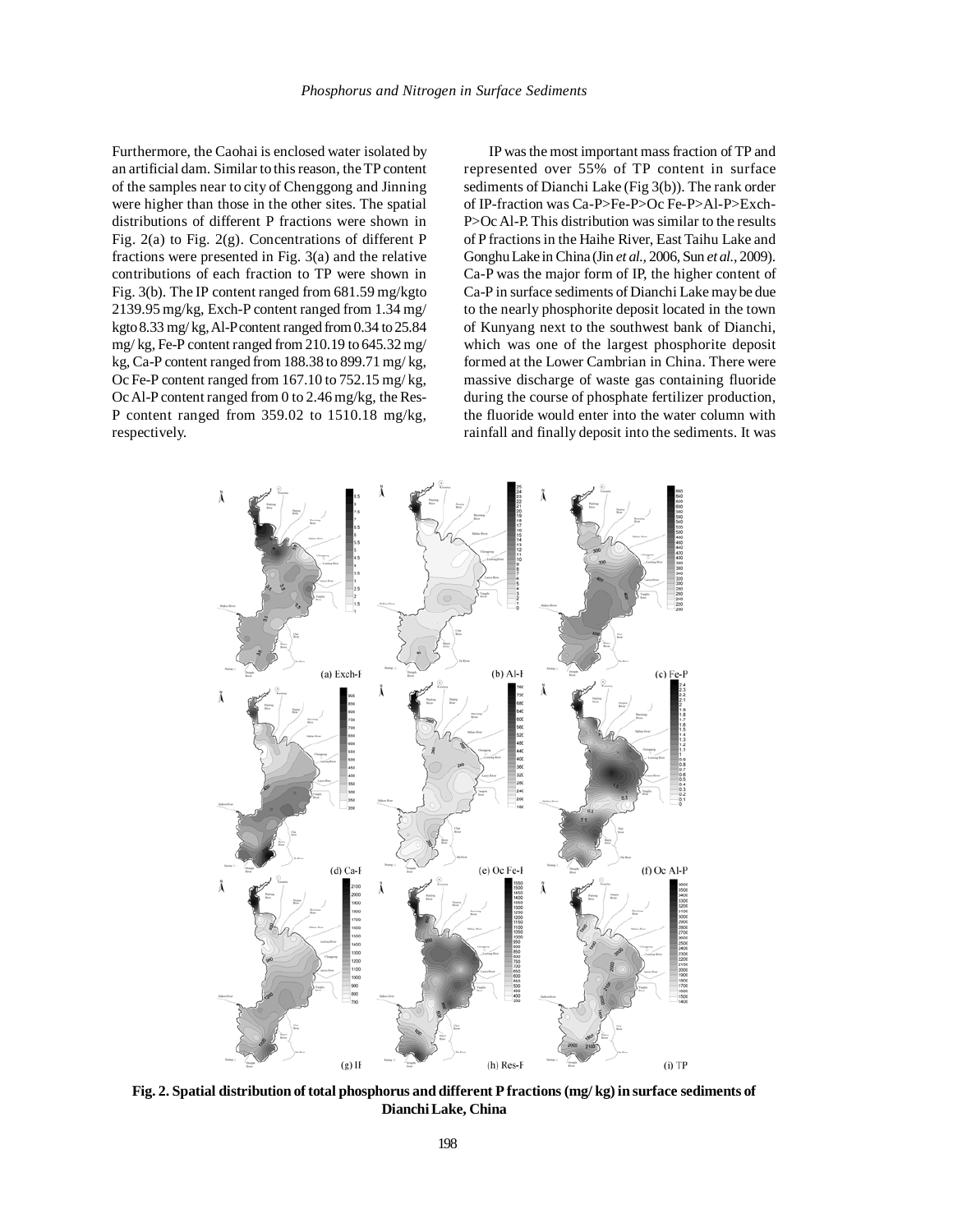Furthermore, the Caohai is enclosed water isolated by an artificial dam. Similar to this reason, the TP content of the samples near to city of Chenggong and Jinning were higher than those in the other sites. The spatial distributions of different P fractions were shown in Fig. 2(a) to Fig. 2(g). Concentrations of different P fractions were presented in Fig. 3(a) and the relative contributions of each fraction to TP were shown in Fig. 3(b). The IP content ranged from 681.59 mg/kgto 2139.95 mg/kg, Exch-P content ranged from 1.34 mg/ kgto 8.33 mg/ kg, Al-P content ranged from 0.34 to 25.84 mg/ kg, Fe-P content ranged from 210.19 to 645.32 mg/ kg, Ca-P content ranged from 188.38 to 899.71 mg/ kg, Oc Fe-P content ranged from 167.10 to 752.15 mg/ kg, Oc Al-P content ranged from 0 to 2.46 mg/kg, the Res-P content ranged from 359.02 to 1510.18 mg/kg, respectively.

IP was the most important mass fraction of TP and represented over 55% of TP content in surface sediments of Dianchi Lake (Fig 3(b)). The rank order of IP-fraction was Ca-P>Fe-P>Oc Fe-P>Al-P>Exch-P>Oc Al-P. This distribution was similar to the results of P fractions in the Haihe River, East Taihu Lake and Gonghu Lake in China (Jin *et al.*, 2006, Sun *et al.*, 2009). Ca-P was the major form of IP, the higher content of Ca-P in surface sediments of Dianchi Lake may be due to the nearly phosphorite deposit located in the town of Kunyang next to the southwest bank of Dianchi, which was one of the largest phosphorite deposit formed at the Lower Cambrian in China. There were massive discharge of waste gas containing fluoride during the course of phosphate fertilizer production, the fluoride would enter into the water column with rainfall and finally deposit into the sediments. It was

**Fig. 2. Spatial distribution of total phosphorus and different P fractions (mg/ kg) in surface sediments of Dianchi Lake, China**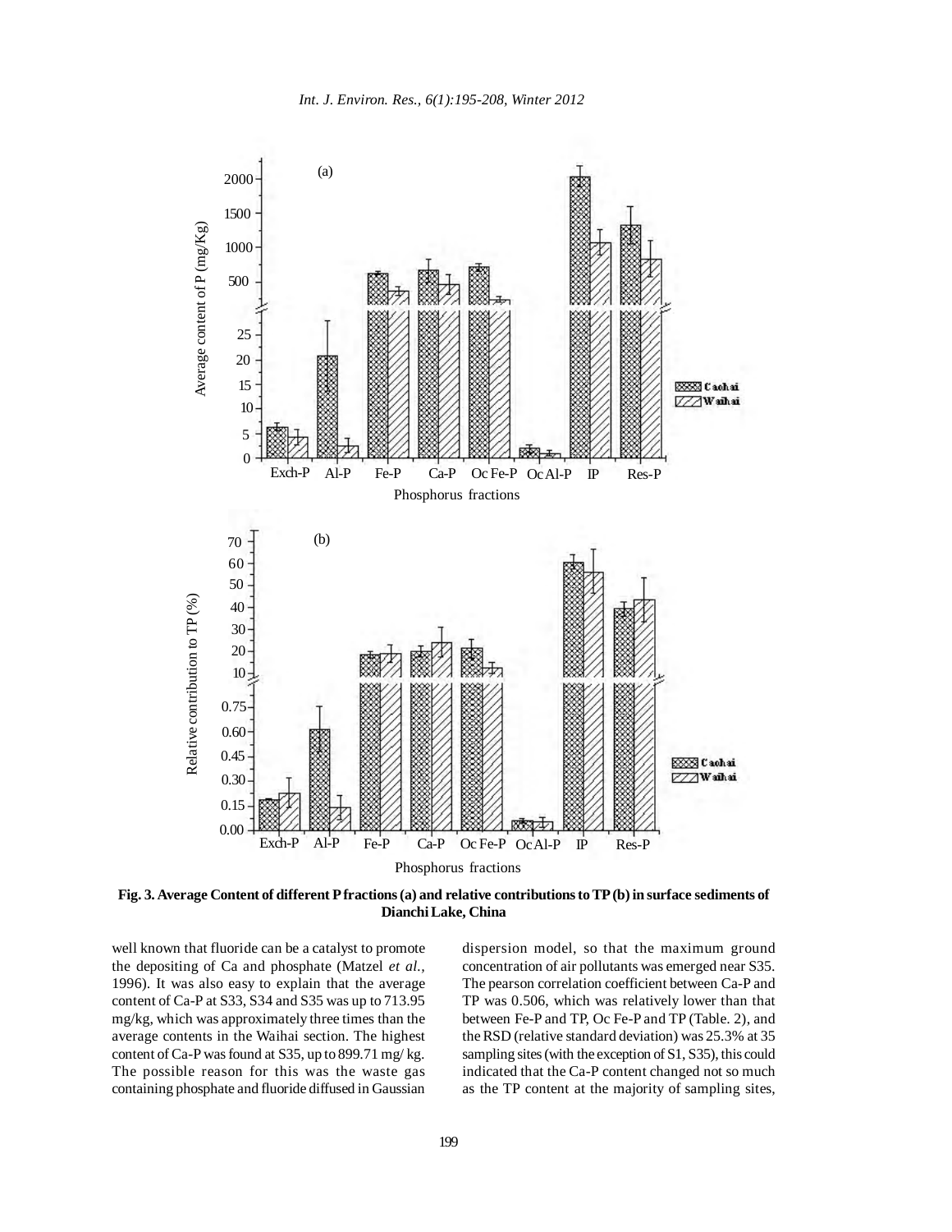Fig. 3. Average Content of different P fractions (a) and relative contributions to TP (b) in surface sediments of Dianchi Lake, China

well known that fluoride can be a catalyst to promote the depositing of Ca and phosphate (Matzel *et al.,* 1996). It was also easy to explain that the average content of Ca-P at S33, S34 and S35 was up to 713.95 mg/kg, which was approximately three times than the average contents in the Waihai section. The highest content of Ca-P was found at S35, up to 899.71 mg/ kg. The possible reason for this was the waste gas containing phosphate and fluoride diffused in Gaussian dispersion model, so that the maximum ground concentration of air pollutants was emerged near S35. The pearson correlation coefficient between Ca-P and TP was 0.506, which was relatively lower than that between Fe-P and TP, Oc Fe-P and TP (Table. 2), and the RSD (relative standard deviation) was 25.3% at 35 sampling sites (with the exception of S1, S35), this could indicated that the Ca-P content changed not so much as the TP content at the majority of sampling sites,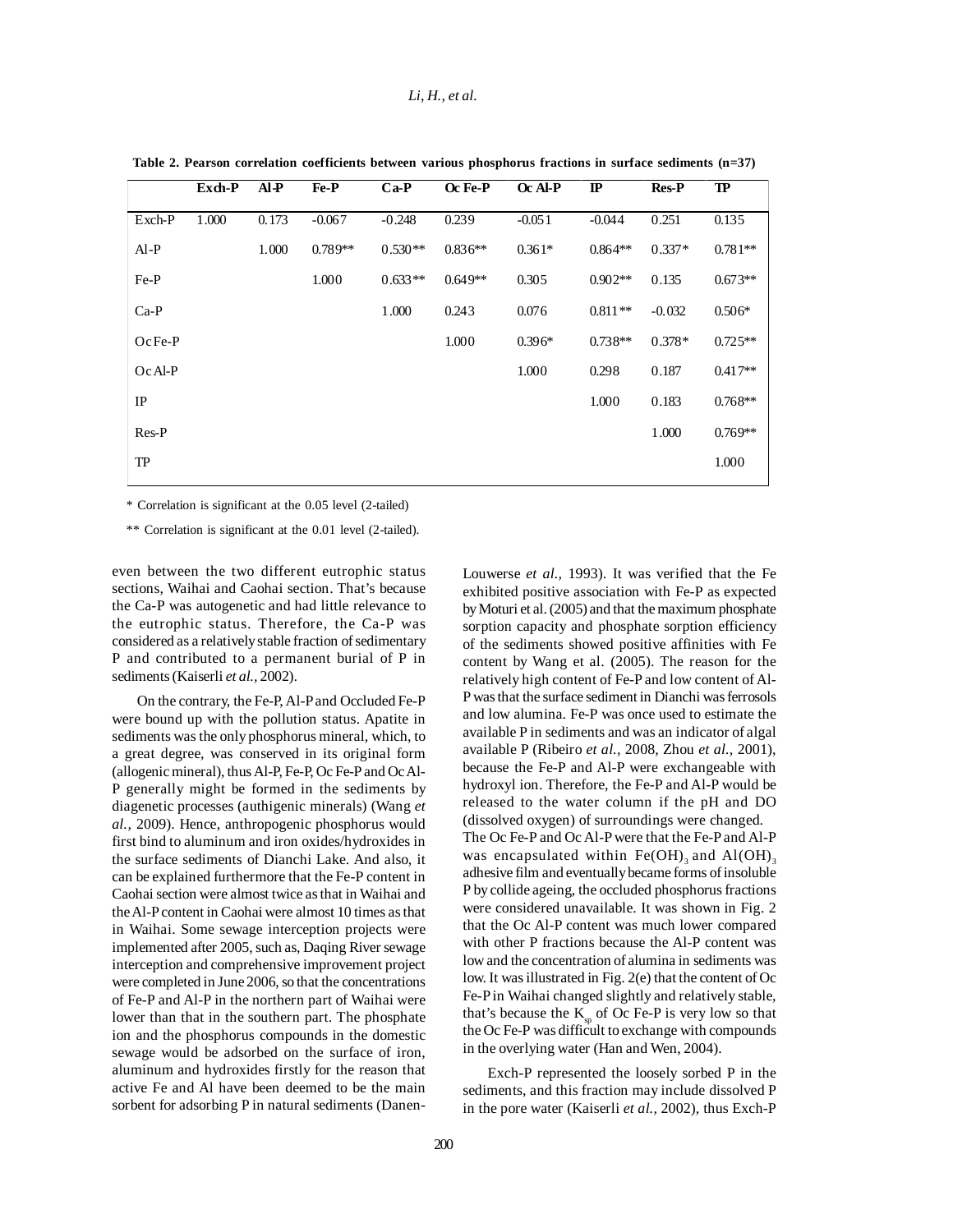**Table 2. Pearson correlation coefficients between various phosphorus fractions in surface sediments (n=37)**

| | Exch-P | Al-P | Fe-P | Ca-P | Oc Fe-P | Oc Al-P | IP | Res-P | TP |
|---|---|---|---|---|---|---|---|---|---|
| Exch-P | 1.000 | 0.173 | -0.067 | -0.248 | 0.239 | -0.051 | -0.044 | 0.251 | 0.135 |
| Al-P | | 1.000 | 0.789** | 0.530** | 0.836** | 0.361* | 0.864** | 0.337* | 0.781** |
| Fe-P | | | 1.000 | 0.633** | 0.649** | 0.305 | 0.902** | 0.135 | 0.673** |
| Ca-P | | | | 1.000 | 0.243 | 0.076 | 0.811** | -0.032 | 0.506* |
| Oc Fe-P | | | | | 1.000 | 0.396* | 0.738** | 0.378* | 0.725** |
| Oc Al-P | | | | | | 1.000 | 0.298 | 0.187 | 0.417** |
| IP | | | | | | | 1.000 | 0.183 | 0.768** |
| Res-P | | | | | | | | 1.000 | 0.769** |
| TP | | | | | | | | | 1.000 |

\* Correlation is significant at the 0.05 level (2-tailed)

\*\* Correlation is significant at the 0.01 level (2-tailed).

even between the two different eutrophic status sections, Waihai and Caohai section. That's because the Ca-P was autogenetic and had little relevance to the eutrophic status. Therefore, the Ca-P was considered as a relatively stable fraction of sedimentary P and contributed to a permanent burial of P in sediments (Kaiserli *et al.,* 2002).

On the contrary, the Fe-P, Al-P and Occluded Fe-P were bound up with the pollution status. Apatite in sediments was the only phosphorus mineral, which, to a great degree, was conserved in its original form (allogenic mineral), thus Al-P, Fe-P, Oc Fe-P and Oc Al-P generally might be formed in the sediments by diagenetic processes (authigenic minerals) (Wang *et al.,* 2009). Hence, anthropogenic phosphorus would first bind to aluminum and iron oxides/hydroxides in the surface sediments of Dianchi Lake. And also, it can be explained furthermore that the Fe-P content in Caohai section were almost twice as that in Waihai and the Al-P content in Caohai were almost 10 times as that in Waihai. Some sewage interception projects were implemented after 2005, such as, Daqing River sewage interception and comprehensive improvement project were completed in June 2006, so that the concentrations of Fe-P and Al-P in the northern part of Waihai were lower than that in the southern part. The phosphate ion and the phosphorus compounds in the domestic sewage would be adsorbed on the surface of iron, aluminum and hydroxides firstly for the reason that active Fe and Al have been deemed to be the main sorbent for adsorbing P in natural sediments (Danen-Louwerse *et al.,* 1993). It was verified that the Fe exhibited positive association with Fe-P as expected by Moturi et al. (2005) and that the maximum phosphate sorption capacity and phosphate sorption efficiency of the sediments showed positive affinities with Fe content by Wang et al. (2005). The reason for the relatively high content of Fe-P and low content of Al-P was that the surface sediment in Dianchi was ferrosols and low alumina. Fe-P was once used to estimate the available P in sediments and was an indicator of algal available P (Ribeiro *et al.,* 2008, Zhou *et al.,* 2001), because the Fe-P and Al-P were exchangeable with hydroxyl ion. Therefore, the Fe-P and Al-P would be released to the water column if the pH and DO (dissolved oxygen) of surroundings were changed.

The Oc Fe-P and Oc Al-P were that the Fe-P and Al-P was encapsulated within $Fe(OH)_3$ and $Al(OH)_3$ adhesive film and eventually became forms of insoluble P by collide ageing, the occluded phosphorus fractions were considered unavailable. It was shown in Fig. 2 that the Oc Al-P content was much lower compared with other P fractions because the Al-P content was low and the concentration of alumina in sediments was low. It was illustrated in Fig. 2(e) that the content of Oc Fe-P in Waihai changed slightly and relatively stable, that's because the $K_{sp}$ of Oc Fe-P is very low so that the Oc Fe-P was difficult to exchange with compounds in the overlying water (Han and Wen, 2004).

Exch-P represented the loosely sorbed P in the sediments, and this fraction may include dissolved P in the pore water (Kaiserli *et al.,* 2002), thus Exch-P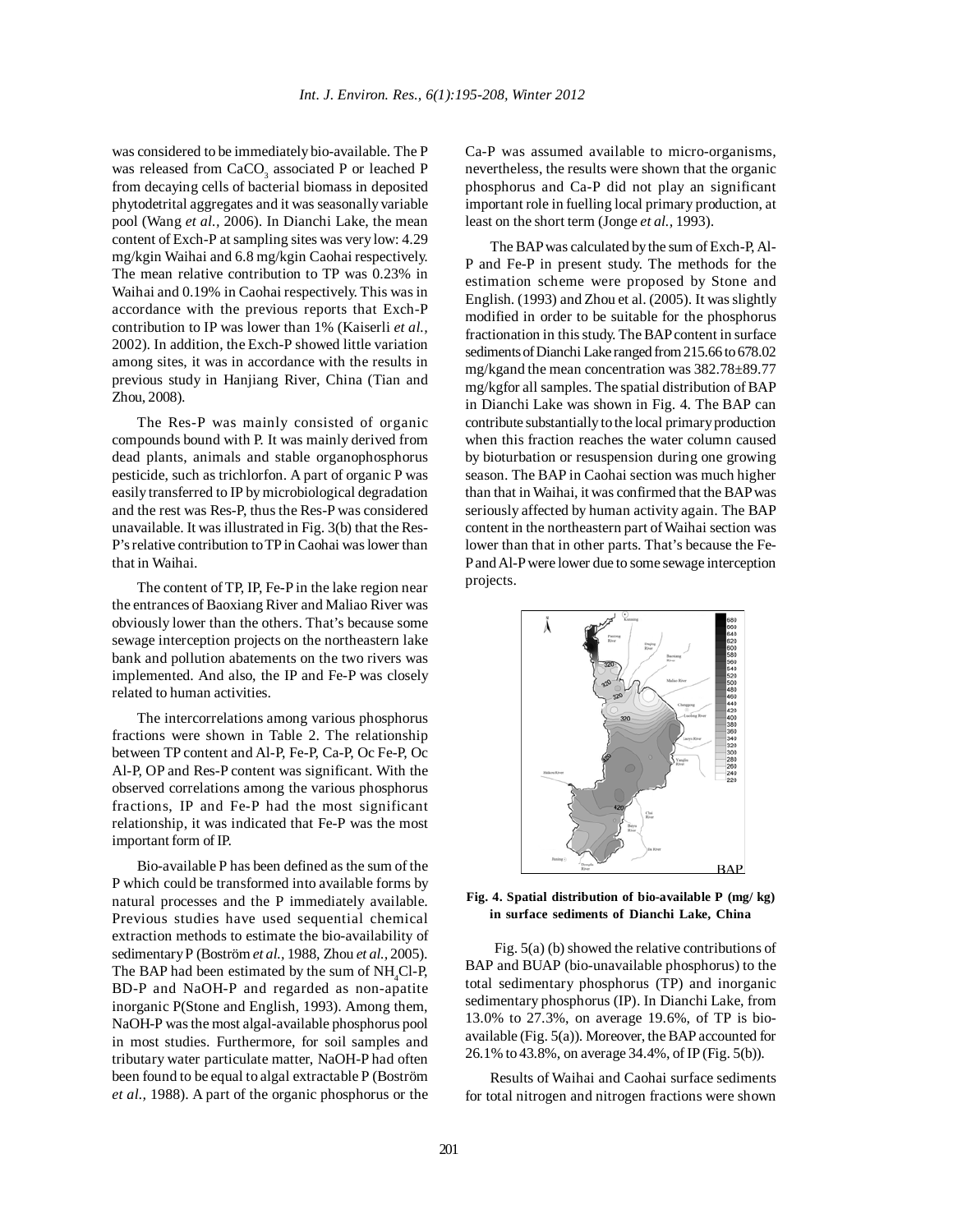was considered to be immediately bio-available. The P was released from $CaCO_3$ associated P or leached P from decaying cells of bacterial biomass in deposited phytodetrital aggregates and it was seasonally variable pool (Wang *et al.,* 2006). In Dianchi Lake, the mean content of Exch-P at sampling sites was very low: 4.29 mg/kgin Waihai and 6.8 mg/kgin Caohai respectively. The mean relative contribution to TP was 0.23% in Waihai and 0.19% in Caohai respectively. This was in accordance with the previous reports that Exch-P contribution to IP was lower than 1% (Kaiserli *et al.,* 2002). In addition, the Exch-P showed little variation among sites, it was in accordance with the results in previous study in Hanjiang River, China (Tian and Zhou, 2008).

The Res-P was mainly consisted of organic compounds bound with P. It was mainly derived from dead plants, animals and stable organophosphorus pesticide, such as trichlorfon. A part of organic P was easily transferred to IP by microbiological degradation and the rest was Res-P, thus the Res-P was considered unavailable. It was illustrated in Fig. 3(b) that the Res-P's relative contribution to TP in Caohai was lower than that in Waihai.

The content of TP, IP, Fe-P in the lake region near the entrances of Baoxiang River and Maliao River was obviously lower than the others. That's because some sewage interception projects on the northeastern lake bank and pollution abatements on the two rivers was implemented. And also, the IP and Fe-P was closely related to human activities.

The intercorrelations among various phosphorus fractions were shown in Table 2. The relationship between TP content and Al-P, Fe-P, Ca-P, Oc Fe-P, Oc Al-P, OP and Res-P content was significant. With the observed correlations among the various phosphorus fractions, IP and Fe-P had the most significant relationship, it was indicated that Fe-P was the most important form of IP.

Bio-available P has been defined as the sum of the P which could be transformed into available forms by natural processes and the P immediately available. Previous studies have used sequential chemical extraction methods to estimate the bio-availability of sedimentary P (Boström *et al.,* 1988, Zhou *et al.,* 2005). The BAP had been estimated by the sum of $NH_4Cl$-P, BD-P and NaOH-P and regarded as non-apatite inorganic P(Stone and English, 1993). Among them, NaOH-P was the most algal-available phosphorus pool in most studies. Furthermore, for soil samples and tributary water particulate matter, NaOH-P had often been found to be equal to algal extractable P (Boström *et al.,* 1988). A part of the organic phosphorus or the Ca-P was assumed available to micro-organisms, nevertheless, the results were shown that the organic phosphorus and Ca-P did not play an significant important role in fuelling local primary production, at least on the short term (Jonge *et al.,* 1993).

The BAP was calculated by the sum of Exch-P, Al-P and Fe-P in present study. The methods for the estimation scheme were proposed by Stone and English. (1993) and Zhou et al. (2005). It was slightly modified in order to be suitable for the phosphorus fractionation in this study. The BAP content in surface sediments of Dianchi Lake ranged from 215.66 to 678.02 mg/kgand the mean concentration was 382.78±89.77 mg/kgfor all samples. The spatial distribution of BAP in Dianchi Lake was shown in Fig. 4. The BAP can contribute substantially to the local primary production when this fraction reaches the water column caused by bioturbation or resuspension during one growing season. The BAP in Caohai section was much higher than that in Waihai, it was confirmed that the BAP was seriously affected by human activity again. The BAP content in the northeastern part of Waihai section was lower than that in other parts. That's because the Fe-P and Al-P were lower due to some sewage interception projects.

**Fig. 4. Spatial distribution of bio-available P (mg/ kg) in surface sediments of Dianchi Lake, China**

Fig. 5(a) (b) showed the relative contributions of BAP and BUAP (bio-unavailable phosphorus) to the total sedimentary phosphorus (TP) and inorganic sedimentary phosphorus (IP). In Dianchi Lake, from 13.0% to 27.3%, on average 19.6%, of TP is bio-available (Fig. 5(a)). Moreover, the BAP accounted for 26.1% to 43.8%, on average 34.4%, of IP (Fig. 5(b)).

Results of Waihai and Caohai surface sediments for total nitrogen and nitrogen fractions were shown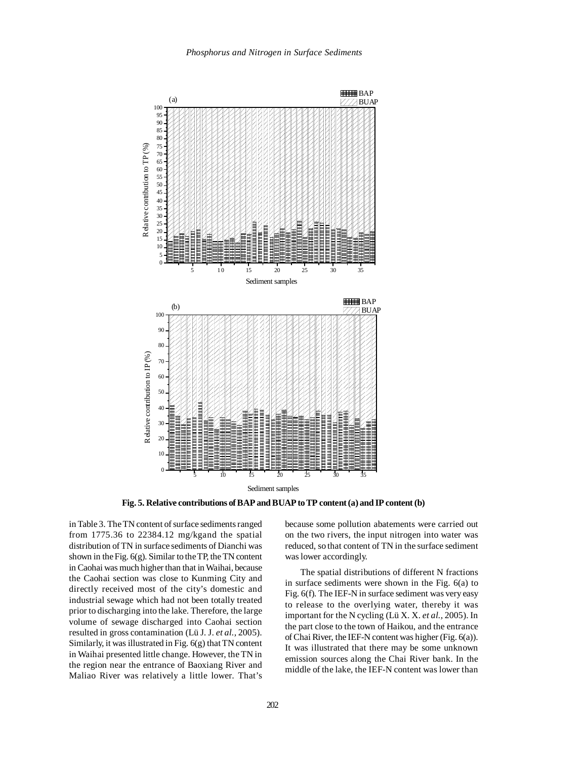Fig. 5. Relative contributions of BAP and BUAP to TP content (a) and IP content (b)

in Table 3. The TN content of surface sediments ranged from 1775.36 to 22384.12 mg/kgand the spatial distribution of TN in surface sediments of Dianchi was shown in the Fig. 6(g). Similar to the TP, the TN content in Caohai was much higher than that in Waihai, because the Caohai section was close to Kunming City and directly received most of the city's domestic and industrial sewage which had not been totally treated prior to discharging into the lake. Therefore, the large volume of sewage discharged into Caohai section resulted in gross contamination (Lü J. J. *et al.*, 2005). Similarly, it was illustrated in Fig. 6(g) that TN content in Waihai presented little change. However, the TN in the region near the entrance of Baoxiang River and Maliao River was relatively a little lower. That's because some pollution abatements were carried out on the two rivers, the input nitrogen into water was reduced, so that content of TN in the surface sediment was lower accordingly.

The spatial distributions of different N fractions in surface sediments were shown in the Fig. 6(a) to Fig. 6(f). The IEF-N in surface sediment was very easy to release to the overlying water, thereby it was important for the N cycling (Lü X. X. *et al.*, 2005). In the part close to the town of Haikou, and the entrance of Chai River, the IEF-N content was higher (Fig. 6(a)). It was illustrated that there may be some unknown emission sources along the Chai River bank. In the middle of the lake, the IEF-N content was lower than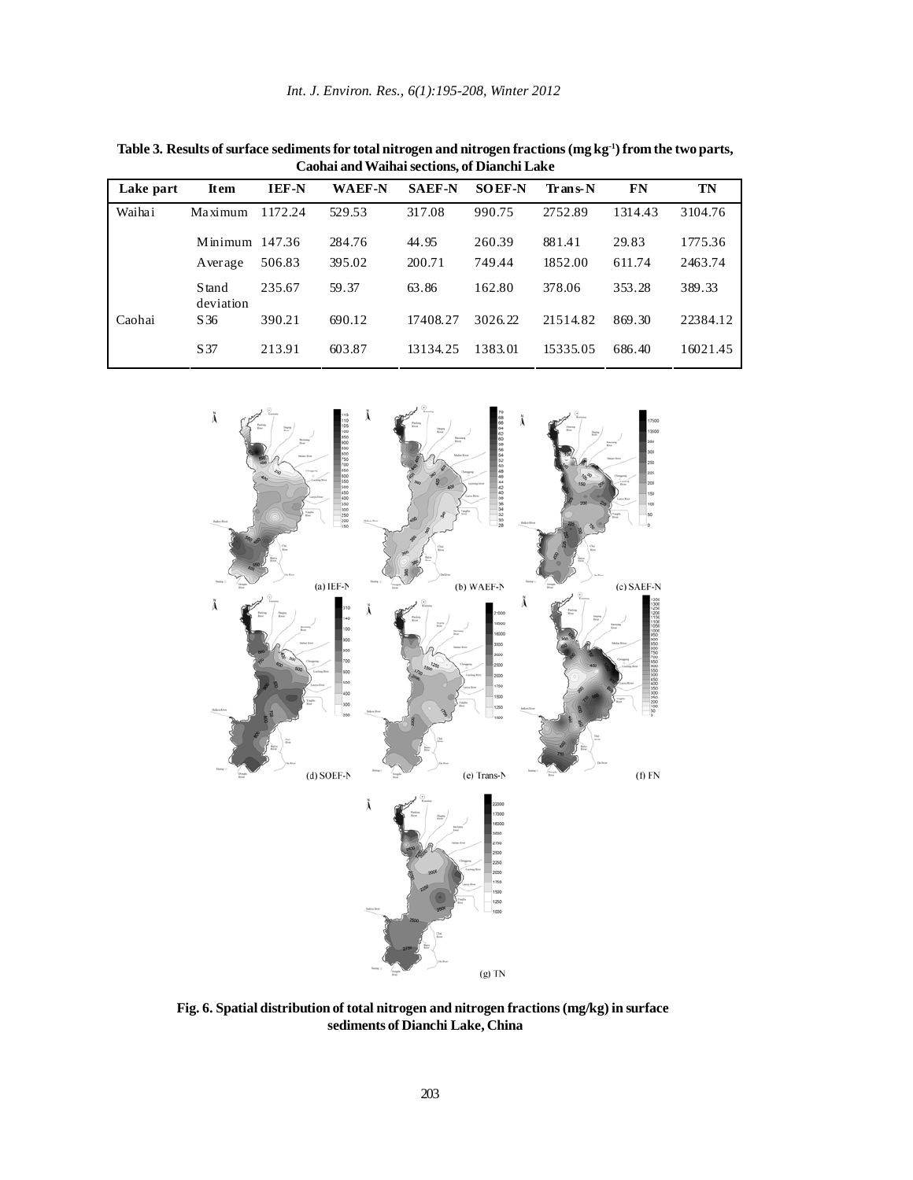**Table 3. Results of surface sediments for total nitrogen and nitrogen fractions (mg kg$^{-1}$) from the two parts, Caohai and Waihai sections, of Dianchi Lake**

| Lake part | Item | IEF-N | WAEF-N | SAEF-N | SOEF-N | Trans-N | FN | TN |
|---|---|---|---|---|---|---|---|---|
| Waihai | Maximum | 1172.24 | 529.53 | 317.08 | 990.75 | 2752.89 | 1314.43 | 3104.76 |
| | Minimum | 147.36 | 284.76 | 44.95 | 260.39 | 881.41 | 29.83 | 1775.36 |
| | Average | 506.83 | 395.02 | 200.71 | 749.44 | 1852.00 | 611.74 | 2463.74 |
| | Stand deviation | 235.67 | 59.37 | 63.86 | 162.80 | 378.06 | 353.28 | 389.33 |
| Caohai | S36 | 390.21 | 690.12 | 17408.27 | 3026.22 | 21514.82 | 869.30 | 22384.12 |
| | S37 | 213.91 | 603.87 | 13134.25 | 1383.01 | 15335.05 | 686.40 | 16021.45 |

(a) IEF-N (b) WAEF-N (c) SAEF-N (d) SOEF-N (e) Trans-N (f) FN (g) TN

**Fig. 6. Spatial distribution of total nitrogen and nitrogen fractions (mg/kg) in surface sediments of Dianchi Lake, China**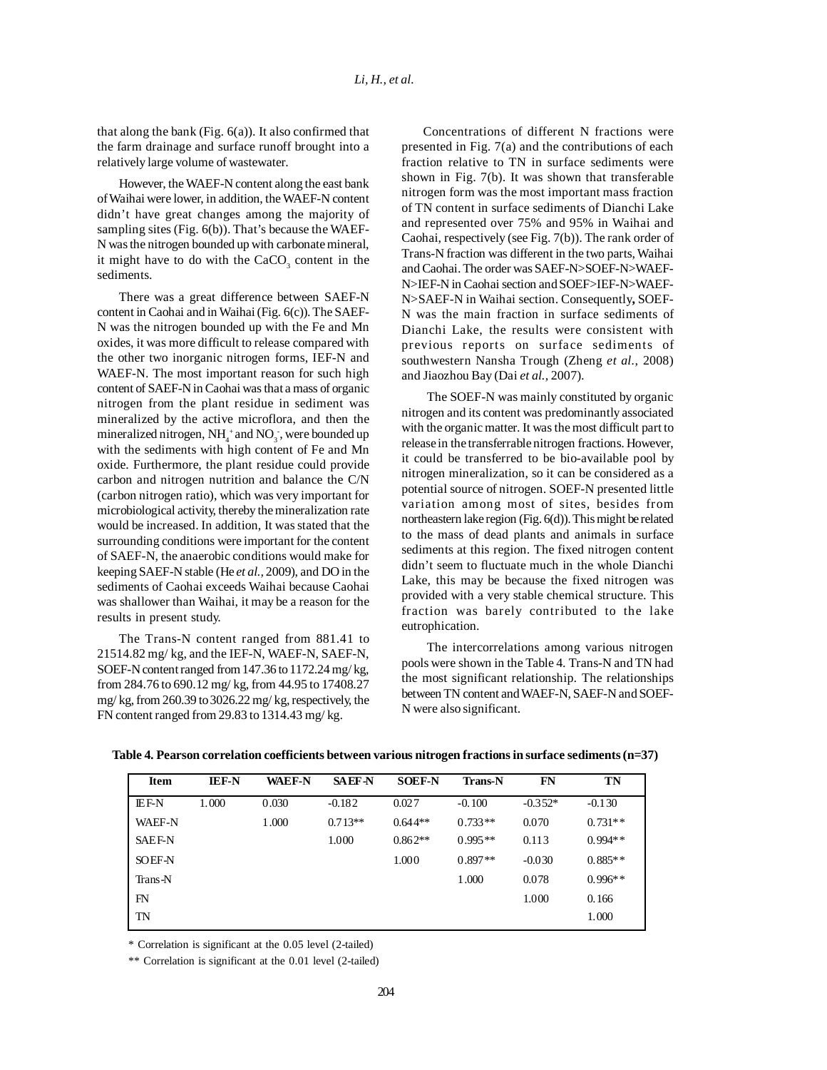that along the bank (Fig. 6(a)). It also confirmed that the farm drainage and surface runoff brought into a relatively large volume of wastewater.

However, the WAEF-N content along the east bank of Waihai were lower, in addition, the WAEF-N content didn't have great changes among the majority of sampling sites (Fig. 6(b)). That's because the WAEF-N was the nitrogen bounded up with carbonate mineral, it might have to do with the $CaCO_3$ content in the sediments.

There was a great difference between SAEF-N content in Caohai and in Waihai (Fig. 6(c)). The SAEF-N was the nitrogen bounded up with the Fe and Mn oxides, it was more difficult to release compared with the other two inorganic nitrogen forms, IEF-N and WAEF-N. The most important reason for such high content of SAEF-N in Caohai was that a mass of organic nitrogen from the plant residue in sediment was mineralized by the active microflora, and then the mineralized nitrogen, $NH_4^+$ and $NO_3^-$, were bounded up with the sediments with high content of Fe and Mn oxide. Furthermore, the plant residue could provide carbon and nitrogen nutrition and balance the C/N (carbon nitrogen ratio), which was very important for microbiological activity, thereby the mineralization rate would be increased. In addition, It was stated that the surrounding conditions were important for the content of SAEF-N, the anaerobic conditions would make for keeping SAEF-N stable (He *et al.,* 2009), and DO in the sediments of Caohai exceeds Waihai because Caohai was shallower than Waihai, it may be a reason for the results in present study.

The Trans-N content ranged from 881.41 to 21514.82 mg/ kg, and the IEF-N, WAEF-N, SAEF-N, SOEF-N content ranged from 147.36 to 1172.24 mg/ kg, from 284.76 to 690.12 mg/ kg, from 44.95 to 17408.27 mg/ kg, from 260.39 to 3026.22 mg/ kg, respectively, the FN content ranged from 29.83 to 1314.43 mg/ kg.

Concentrations of different N fractions were presented in Fig. 7(a) and the contributions of each fraction relative to TN in surface sediments were shown in Fig. 7(b). It was shown that transferable nitrogen form was the most important mass fraction of TN content in surface sediments of Dianchi Lake and represented over 75% and 95% in Waihai and Caohai, respectively (see Fig. 7(b)). The rank order of Trans-N fraction was different in the two parts, Waihai and Caohai. The order was SAEF-N>SOEF-N>WAEF-N>IEF-N in Caohai section and SOEF>IEF-N>WAEF-N>SAEF-N in Waihai section. Consequently**,** SOEF-N was the main fraction in surface sediments of Dianchi Lake, the results were consistent with previous reports on surface sediments of southwestern Nansha Trough (Zheng *et al.,* 2008) and Jiaozhou Bay (Dai *et al.,* 2007).

The SOEF-N was mainly constituted by organic nitrogen and its content was predominantly associated with the organic matter. It was the most difficult part to release in the transferrable nitrogen fractions. However, it could be transferred to be bio-available pool by nitrogen mineralization, so it can be considered as a potential source of nitrogen. SOEF-N presented little variation among most of sites, besides from northeastern lake region (Fig. 6(d)). This might be related to the mass of dead plants and animals in surface sediments at this region. The fixed nitrogen content didn't seem to fluctuate much in the whole Dianchi Lake, this may be because the fixed nitrogen was provided with a very stable chemical structure. This fraction was barely contributed to the lake eutrophication.

The intercorrelations among various nitrogen pools were shown in the Table 4. Trans-N and TN had the most significant relationship. The relationships between TN content and WAEF-N, SAEF-N and SOEF-N were also significant.

**Table 4. Pearson correlation coefficients between various nitrogen fractions in surface sediments (n=37)**

| Item | IEF-N | WAEF-N | SAEF-N | SOEF-N | Trans-N | FN | TN |
|---|---|---|---|---|---|---|---|
| IEF-N | 1.000 | 0.030 | -0.182 | 0.027 | -0.100 | -0.352* | -0.130 |
| WAEF-N | | 1.000 | 0.713** | 0.644** | 0.733** | 0.070 | 0.731** |
| SAEF-N | | | 1.000 | 0.862** | 0.995** | 0.113 | 0.994** |
| SOEF-N | | | | 1.000 | 0.897** | -0.030 | 0.885** |
| Trans-N | | | | | 1.000 | 0.078 | 0.996** |
| FN | | | | | | 1.000 | 0.166 |
| TN | | | | | | | 1.000 |

\* Correlation is significant at the 0.05 level (2-tailed)

** Correlation is significant at the 0.01 level (2-tailed)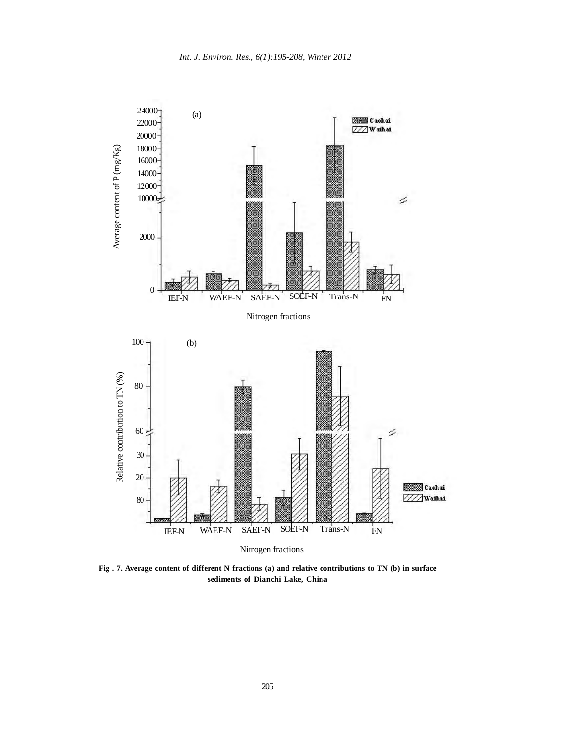Fig . 7. Average content of different N fractions (a) and relative contributions to TN (b) in surface sediments of Dianchi Lake, China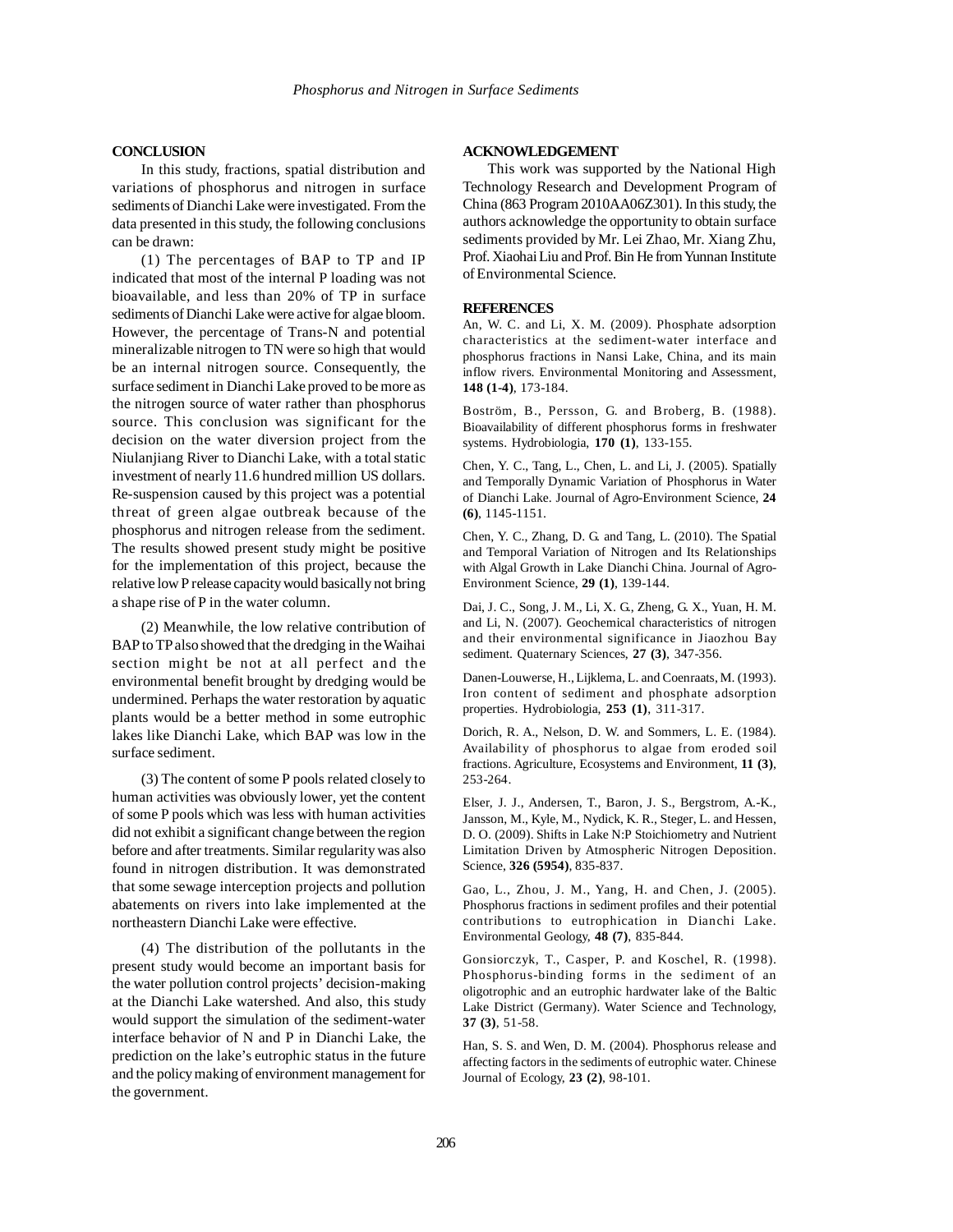## CONCLUSION

In this study, fractions, spatial distribution and variations of phosphorus and nitrogen in surface sediments of Dianchi Lake were investigated. From the data presented in this study, the following conclusions can be drawn:

(1) The percentages of BAP to TP and IP indicated that most of the internal P loading was not bioavailable, and less than 20% of TP in surface sediments of Dianchi Lake were active for algae bloom. However, the percentage of Trans-N and potential mineralizable nitrogen to TN were so high that would be an internal nitrogen source. Consequently, the surface sediment in Dianchi Lake proved to be more as the nitrogen source of water rather than phosphorus source. This conclusion was significant for the decision on the water diversion project from the Niulanjiang River to Dianchi Lake, with a total static investment of nearly 11.6 hundred million US dollars. Re-suspension caused by this project was a potential threat of green algae outbreak because of the phosphorus and nitrogen release from the sediment. The results showed present study might be positive for the implementation of this project, because the relative low P release capacity would basically not bring a shape rise of P in the water column.

(2) Meanwhile, the low relative contribution of BAP to TP also showed that the dredging in the Waihai section might be not at all perfect and the environmental benefit brought by dredging would be undermined. Perhaps the water restoration by aquatic plants would be a better method in some eutrophic lakes like Dianchi Lake, which BAP was low in the surface sediment.

(3) The content of some P pools related closely to human activities was obviously lower, yet the content of some P pools which was less with human activities did not exhibit a significant change between the region before and after treatments. Similar regularity was also found in nitrogen distribution. It was demonstrated that some sewage interception projects and pollution abatements on rivers into lake implemented at the northeastern Dianchi Lake were effective.

(4) The distribution of the pollutants in the present study would become an important basis for the water pollution control projects' decision-making at the Dianchi Lake watershed. And also, this study would support the simulation of the sediment-water interface behavior of N and P in Dianchi Lake, the prediction on the lake's eutrophic status in the future and the policy making of environment management for the government.

## ACKNOWLEDGEMENT

This work was supported by the National High Technology Research and Development Program of China (863 Program 2010AA06Z301). In this study, the authors acknowledge the opportunity to obtain surface sediments provided by Mr. Lei Zhao, Mr. Xiang Zhu, Prof. Xiaohai Liu and Prof. Bin He from Yunnan Institute of Environmental Science.

## REFERENCES

An, W. C. and Li, X. M. (2009). Phosphate adsorption characteristics at the sediment-water interface and phosphorus fractions in Nansi Lake, China, and its main inflow rivers. Environmental Monitoring and Assessment, **148 (1-4)**, 173-184.

Boström, B., Persson, G. and Broberg, B. (1988). Bioavailability of different phosphorus forms in freshwater systems. Hydrobiologia, **170 (1)**, 133-155.

Chen, Y. C., Tang, L., Chen, L. and Li, J. (2005). Spatially and Temporally Dynamic Variation of Phosphorus in Water of Dianchi Lake. Journal of Agro-Environment Science, **24 (6)**, 1145-1151.

Chen, Y. C., Zhang, D. G. and Tang, L. (2010). The Spatial and Temporal Variation of Nitrogen and Its Relationships with Algal Growth in Lake Dianchi China. Journal of Agro-Environment Science, **29 (1)**, 139-144.

Dai, J. C., Song, J. M., Li, X. G., Zheng, G. X., Yuan, H. M. and Li, N. (2007). Geochemical characteristics of nitrogen and their environmental significance in Jiaozhou Bay sediment. Quaternary Sciences, **27 (3)**, 347-356.

Danen-Louwerse, H., Lijklema, L. and Coenraats, M. (1993). Iron content of sediment and phosphate adsorption properties. Hydrobiologia, **253 (1)**, 311-317.

Dorich, R. A., Nelson, D. W. and Sommers, L. E. (1984). Availability of phosphorus to algae from eroded soil fractions. Agriculture, Ecosystems and Environment, **11 (3)**, 253-264.

Elser, J. J., Andersen, T., Baron, J. S., Bergstrom, A.-K., Jansson, M., Kyle, M., Nydick, K. R., Steger, L. and Hessen, D. O. (2009). Shifts in Lake N:P Stoichiometry and Nutrient Limitation Driven by Atmospheric Nitrogen Deposition. Science, **326 (5954)**, 835-837.

Gao, L., Zhou, J. M., Yang, H. and Chen, J. (2005). Phosphorus fractions in sediment profiles and their potential contributions to eutrophication in Dianchi Lake. Environmental Geology, **48 (7)**, 835-844.

Gonsiorczyk, T., Casper, P. and Koschel, R. (1998). Phosphorus-binding forms in the sediment of an oligotrophic and an eutrophic hardwater lake of the Baltic Lake District (Germany). Water Science and Technology, **37 (3)**, 51-58.

Han, S. S. and Wen, D. M. (2004). Phosphorus release and affecting factors in the sediments of eutrophic water. Chinese Journal of Ecology, **23 (2)**, 98-101.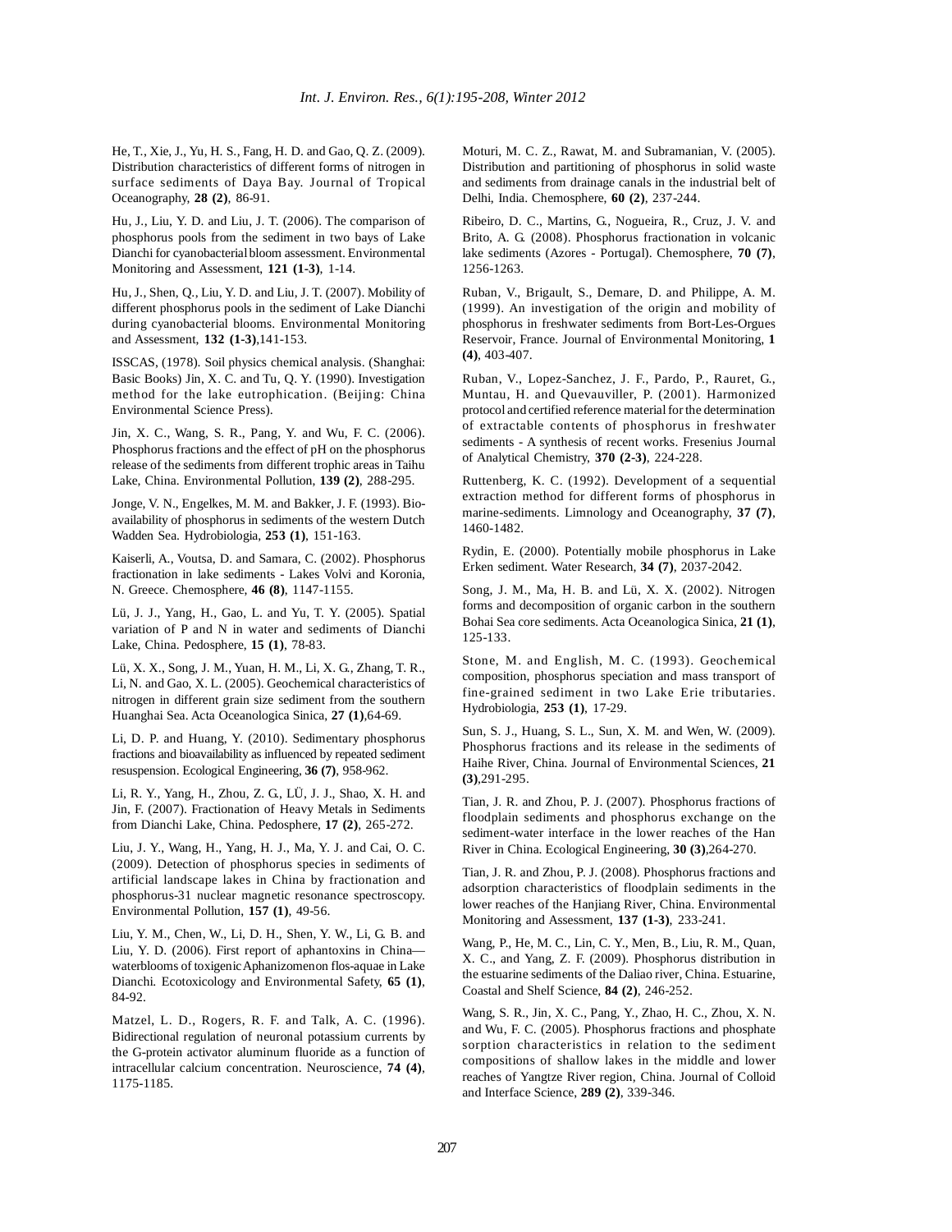He, T., Xie, J., Yu, H. S., Fang, H. D. and Gao, Q. Z. (2009). Distribution characteristics of different forms of nitrogen in surface sediments of Daya Bay. Journal of Tropical Oceanography, **28 (2)**, 86-91.

Hu, J., Liu, Y. D. and Liu, J. T. (2006). The comparison of phosphorus pools from the sediment in two bays of Lake Dianchi for cyanobacterial bloom assessment. Environmental Monitoring and Assessment, **121 (1-3)**, 1-14.

Hu, J., Shen, Q., Liu, Y. D. and Liu, J. T. (2007). Mobility of different phosphorus pools in the sediment of Lake Dianchi during cyanobacterial blooms. Environmental Monitoring and Assessment, **132 (1-3)**,141-153.

ISSCAS, (1978). Soil physics chemical analysis. (Shanghai: Basic Books) Jin, X. C. and Tu, Q. Y. (1990). Investigation method for the lake eutrophication. (Beijing: China Environmental Science Press).

Jin, X. C., Wang, S. R., Pang, Y. and Wu, F. C. (2006). Phosphorus fractions and the effect of pH on the phosphorus release of the sediments from different trophic areas in Taihu Lake, China. Environmental Pollution, **139 (2)**, 288-295.

Jonge, V. N., Engelkes, M. M. and Bakker, J. F. (1993). Bio-availability of phosphorus in sediments of the western Dutch Wadden Sea. Hydrobiologia, **253 (1)**, 151-163.

Kaiserli, A., Voutsa, D. and Samara, C. (2002). Phosphorus fractionation in lake sediments - Lakes Volvi and Koronia, N. Greece. Chemosphere, **46 (8)**, 1147-1155.

Lü, J. J., Yang, H., Gao, L. and Yu, T. Y. (2005). Spatial variation of P and N in water and sediments of Dianchi Lake, China. Pedosphere, **15 (1)**, 78-83.

Lü, X. X., Song, J. M., Yuan, H. M., Li, X. G., Zhang, T. R., Li, N. and Gao, X. L. (2005). Geochemical characteristics of nitrogen in different grain size sediment from the southern Huanghai Sea. Acta Oceanologica Sinica, **27 (1)**,64-69.

Li, D. P. and Huang, Y. (2010). Sedimentary phosphorus fractions and bioavailability as influenced by repeated sediment resuspension. Ecological Engineering, **36 (7)**, 958-962.

Li, R. Y., Yang, H., Zhou, Z. G., LÜ, J. J., Shao, X. H. and Jin, F. (2007). Fractionation of Heavy Metals in Sediments from Dianchi Lake, China. Pedosphere, **17 (2)**, 265-272.

Liu, J. Y., Wang, H., Yang, H. J., Ma, Y. J. and Cai, O. C. (2009). Detection of phosphorus species in sediments of artificial landscape lakes in China by fractionation and phosphorus-31 nuclear magnetic resonance spectroscopy. Environmental Pollution, **157 (1)**, 49-56.

Liu, Y. M., Chen, W., Li, D. H., Shen, Y. W., Li, G. B. and Liu, Y. D. (2006). First report of aphantoxins in China—waterblooms of toxigenic Aphanizomenon flos-aquae in Lake Dianchi. Ecotoxicology and Environmental Safety, **65 (1)**, 84-92.

Matzel, L. D., Rogers, R. F. and Talk, A. C. (1996). Bidirectional regulation of neuronal potassium currents by the G-protein activator aluminum fluoride as a function of intracellular calcium concentration. Neuroscience, **74 (4)**, 1175-1185.

Moturi, M. C. Z., Rawat, M. and Subramanian, V. (2005). Distribution and partitioning of phosphorus in solid waste and sediments from drainage canals in the industrial belt of Delhi, India. Chemosphere, **60 (2)**, 237-244.

Ribeiro, D. C., Martins, G., Nogueira, R., Cruz, J. V. and Brito, A. G. (2008). Phosphorus fractionation in volcanic lake sediments (Azores - Portugal). Chemosphere, **70 (7)**, 1256-1263.

Ruban, V., Brigault, S., Demare, D. and Philippe, A. M. (1999). An investigation of the origin and mobility of phosphorus in freshwater sediments from Bort-Les-Orgues Reservoir, France. Journal of Environmental Monitoring, **1 (4)**, 403-407.

Ruban, V., Lopez-Sanchez, J. F., Pardo, P., Rauret, G., Muntau, H. and Quevauviller, P. (2001). Harmonized protocol and certified reference material for the determination of extractable contents of phosphorus in freshwater sediments - A synthesis of recent works. Fresenius Journal of Analytical Chemistry, **370 (2-3)**, 224-228.

Ruttenberg, K. C. (1992). Development of a sequential extraction method for different forms of phosphorus in marine-sediments. Limnology and Oceanography, **37 (7)**, 1460-1482.

Rydin, E. (2000). Potentially mobile phosphorus in Lake Erken sediment. Water Research, **34 (7)**, 2037-2042.

Song, J. M., Ma, H. B. and Lü, X. X. (2002). Nitrogen forms and decomposition of organic carbon in the southern Bohai Sea core sediments. Acta Oceanologica Sinica, **21 (1)**, 125-133.

Stone, M. and English, M. C. (1993). Geochemical composition, phosphorus speciation and mass transport of fine-grained sediment in two Lake Erie tributaries. Hydrobiologia, **253 (1)**, 17-29.

Sun, S. J., Huang, S. L., Sun, X. M. and Wen, W. (2009). Phosphorus fractions and its release in the sediments of Haihe River, China. Journal of Environmental Sciences, **21 (3)**,291-295.

Tian, J. R. and Zhou, P. J. (2007). Phosphorus fractions of floodplain sediments and phosphorus exchange on the sediment-water interface in the lower reaches of the Han River in China. Ecological Engineering, **30 (3)**,264-270.

Tian, J. R. and Zhou, P. J. (2008). Phosphorus fractions and adsorption characteristics of floodplain sediments in the lower reaches of the Hanjiang River, China. Environmental Monitoring and Assessment, **137 (1-3)**, 233-241.

Wang, P., He, M. C., Lin, C. Y., Men, B., Liu, R. M., Quan, X. C., and Yang, Z. F. (2009). Phosphorus distribution in the estuarine sediments of the Daliao river, China. Estuarine, Coastal and Shelf Science, **84 (2)**, 246-252.

Wang, S. R., Jin, X. C., Pang, Y., Zhao, H. C., Zhou, X. N. and Wu, F. C. (2005). Phosphorus fractions and phosphate sorption characteristics in relation to the sediment compositions of shallow lakes in the middle and lower reaches of Yangtze River region, China. Journal of Colloid and Interface Science, **289 (2)**, 339-346.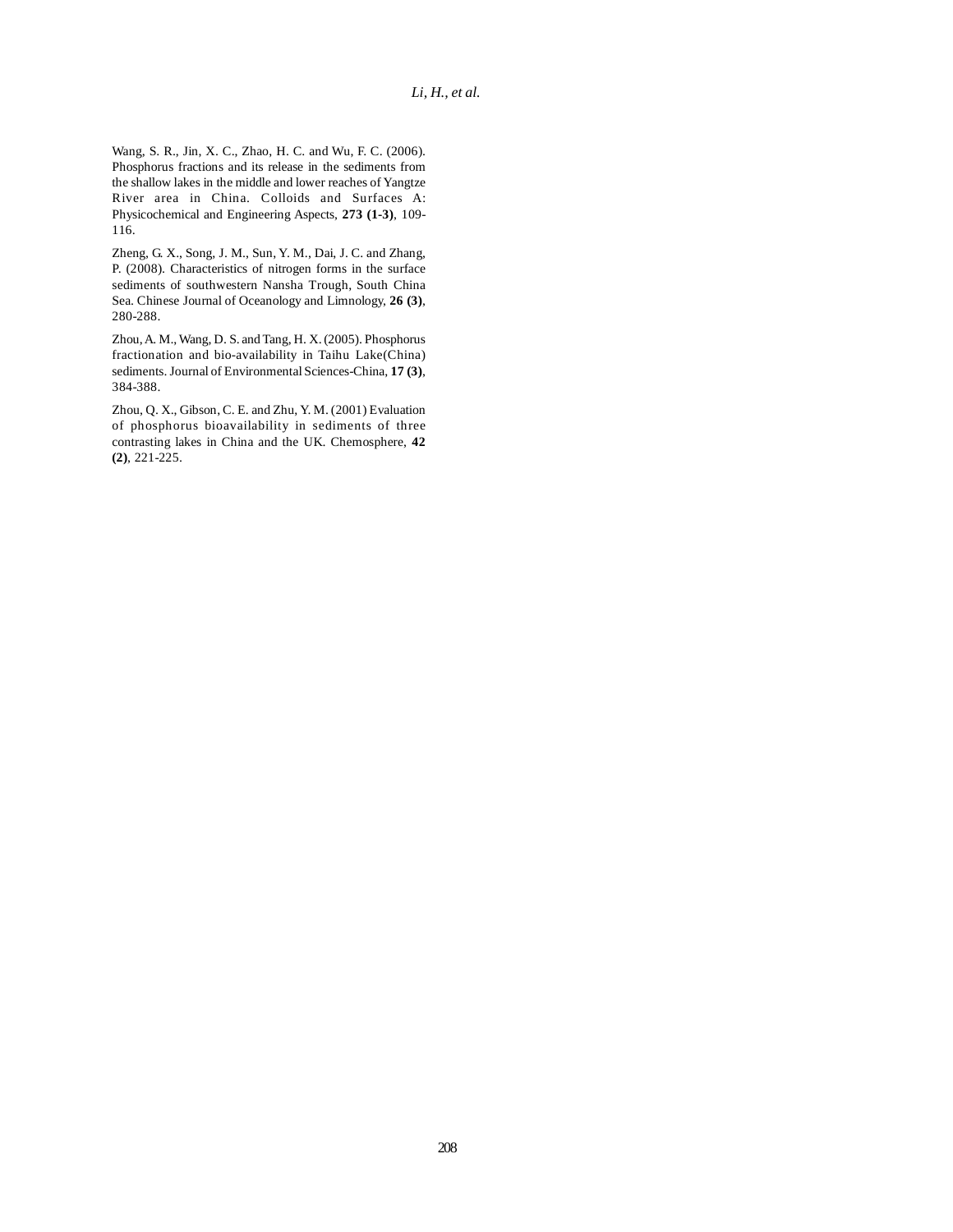Wang, S. R., Jin, X. C., Zhao, H. C. and Wu, F. C. (2006). Phosphorus fractions and its release in the sediments from the shallow lakes in the middle and lower reaches of Yangtze River area in China. Colloids and Surfaces A: Physicochemical and Engineering Aspects, **273 (1-3)**, 109-116.

Zheng, G. X., Song, J. M., Sun, Y. M., Dai, J. C. and Zhang, P. (2008). Characteristics of nitrogen forms in the surface sediments of southwestern Nansha Trough, South China Sea. Chinese Journal of Oceanology and Limnology, **26 (3)**, 280-288.

Zhou, A. M., Wang, D. S. and Tang, H. X. (2005). Phosphorus fractionation and bio-availability in Taihu Lake(China) sediments. Journal of Environmental Sciences-China, **17 (3)**, 384-388.

Zhou, Q. X., Gibson, C. E. and Zhu, Y. M. (2001) Evaluation of phosphorus bioavailability in sediments of three contrasting lakes in China and the UK. Chemosphere, **42 (2)**, 221-225.